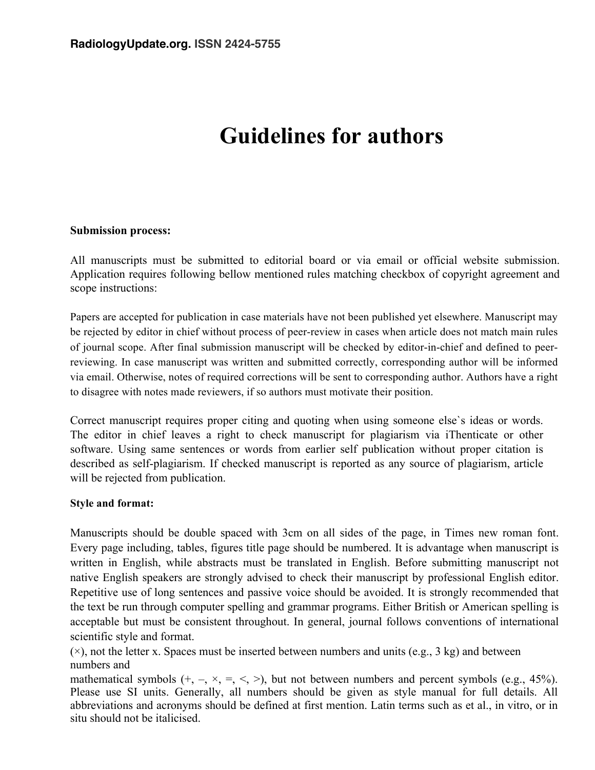# Guidelines for authors

**Submission process:**

All manuscripts must be submitted to editorial board or via email or official website submission. Application requires following bellow mentioned rules matching checkbox of copyright agreement and scope instructions:

Papers are accepted for publication in case materials have not been published yet elsewhere. Manuscript may be rejected by editor in chief without process of peer-review in cases when article does not match main rules of journal scope. After final submission manuscript will be checked by editor-in-chief and defined to peer-reviewing. In case manuscript was written and submitted correctly, corresponding author will be informed via email. Otherwise, notes of required corrections will be sent to corresponding author. Authors have a right to disagree with notes made reviewers, if so authors must motivate their position.

Correct manuscript requires proper citing and quoting when using someone else`s ideas or words. The editor in chief leaves a right to check manuscript for plagiarism via iThenticate or other software. Using same sentences or words from earlier self publication without proper citation is described as self-plagiarism. If checked manuscript is reported as any source of plagiarism, article will be rejected from publication.

**Style and format:**

Manuscripts should be double spaced with 3cm on all sides of the page, in Times new roman font. Every page including, tables, figures title page should be numbered. It is advantage when manuscript is written in English, while abstracts must be translated in English. Before submitting manuscript not native English speakers are strongly advised to check their manuscript by professional English editor. Repetitive use of long sentences and passive voice should be avoided. It is strongly recommended that the text be run through computer spelling and grammar programs. Either British or American spelling is acceptable but must be consistent throughout. In general, journal follows conventions of international scientific style and format.
(×), not the letter x. Spaces must be inserted between numbers and units (e.g., 3 kg) and between numbers and
mathematical symbols (+, –, ×, =, <, >), but not between numbers and percent symbols (e.g., 45%). Please use SI units. Generally, all numbers should be given as style manual for full details. All abbreviations and acronyms should be defined at first mention. Latin terms such as et al., in vitro, or in situ should not be italicised.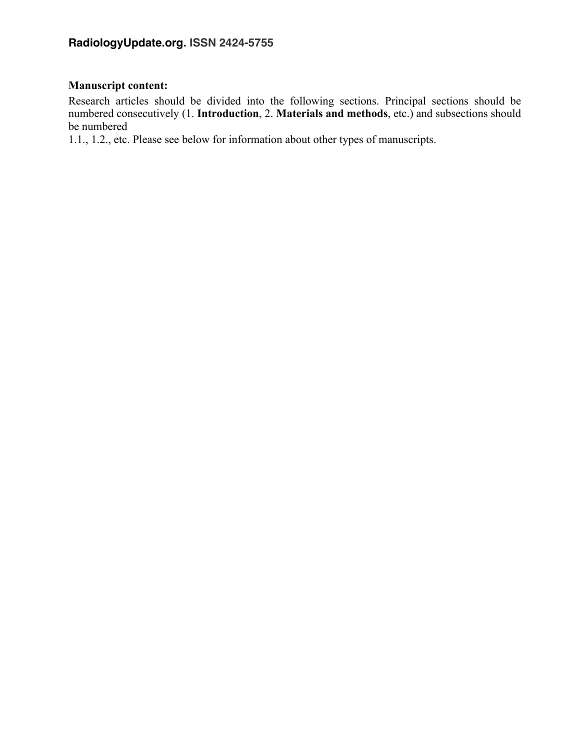**Manuscript content:**

Research articles should be divided into the following sections. Principal sections should be numbered consecutively (1. **Introduction**, 2. **Materials and methods**, etc.) and subsections should be numbered 1.1., 1.2., etc. Please see below for information about other types of manuscripts.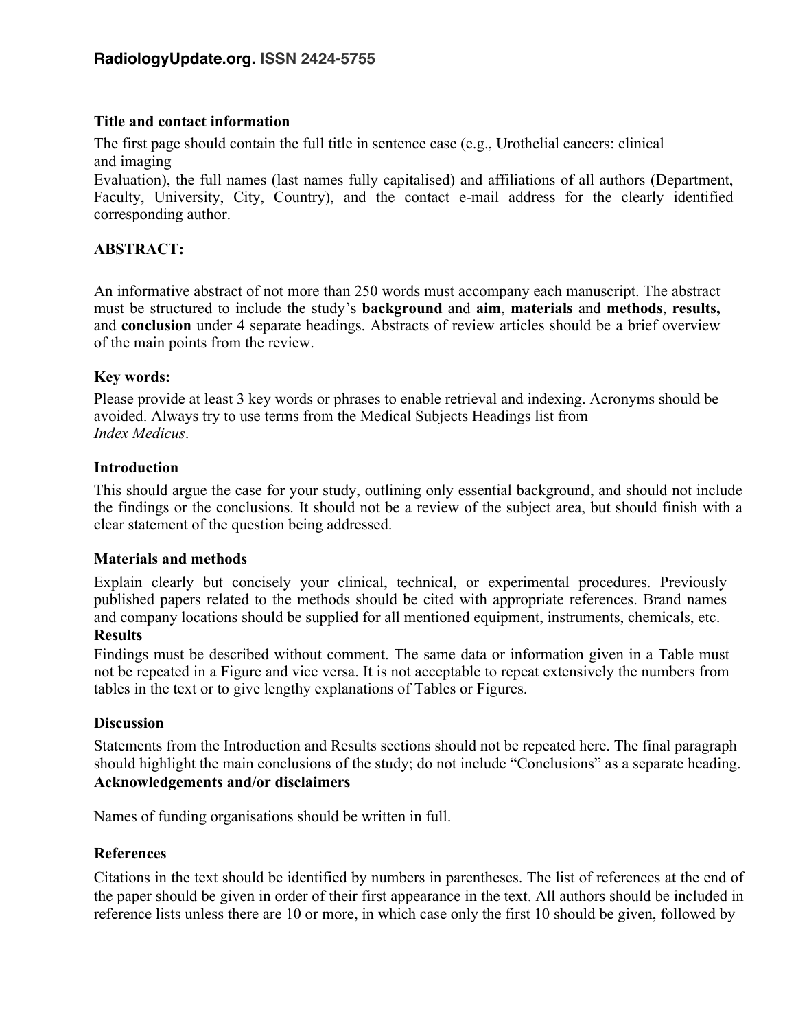### Title and contact information

The first page should contain the full title in sentence case (e.g., Urothelial cancers: clinical and imaging Evaluation), the full names (last names fully capitalised) and affiliations of all authors (Department, Faculty, University, City, Country), and the contact e-mail address for the clearly identified corresponding author.

### ABSTRACT:

An informative abstract of not more than 250 words must accompany each manuscript. The abstract must be structured to include the study's **background** and **aim**, **materials** and **methods**, **results,** and **conclusion** under 4 separate headings. Abstracts of review articles should be a brief overview of the main points from the review.

### Key words:

Please provide at least 3 key words or phrases to enable retrieval and indexing. Acronyms should be avoided. Always try to use terms from the Medical Subjects Headings list from *Index Medicus*.

### Introduction

This should argue the case for your study, outlining only essential background, and should not include the findings or the conclusions. It should not be a review of the subject area, but should finish with a clear statement of the question being addressed.

### Materials and methods

Explain clearly but concisely your clinical, technical, or experimental procedures. Previously published papers related to the methods should be cited with appropriate references. Brand names and company locations should be supplied for all mentioned equipment, instruments, chemicals, etc.

### Results

Findings must be described without comment. The same data or information given in a Table must not be repeated in a Figure and vice versa. It is not acceptable to repeat extensively the numbers from tables in the text or to give lengthy explanations of Tables or Figures.

### Discussion

Statements from the Introduction and Results sections should not be repeated here. The final paragraph should highlight the main conclusions of the study; do not include "Conclusions" as a separate heading.

### Acknowledgements and/or disclaimers

Names of funding organisations should be written in full.

### References

Citations in the text should be identified by numbers in parentheses. The list of references at the end of the paper should be given in order of their first appearance in the text. All authors should be included in reference lists unless there are 10 or more, in which case only the first 10 should be given, followed by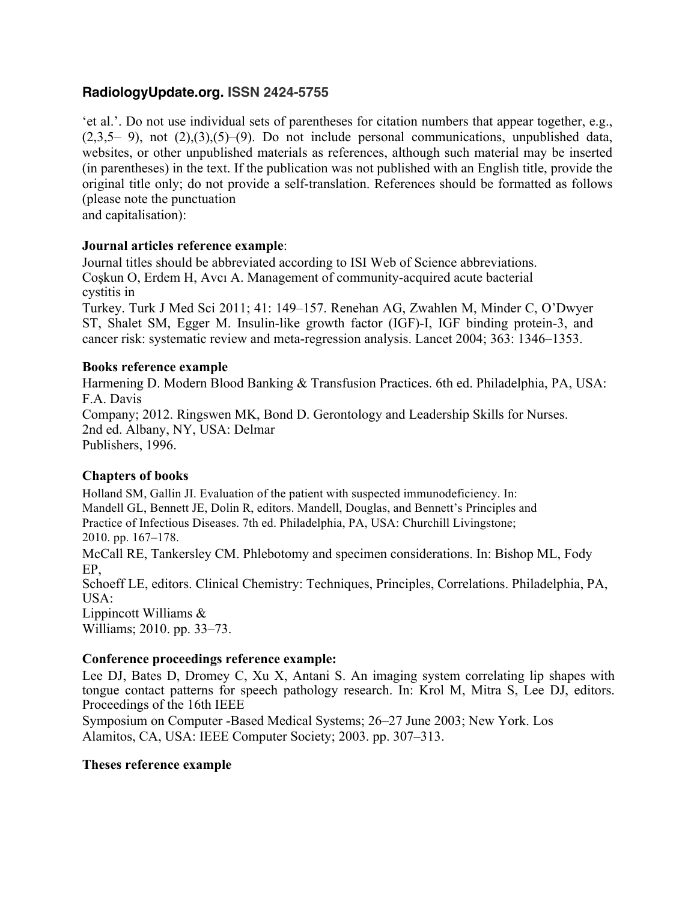‘et al.’. Do not use individual sets of parentheses for citation numbers that appear together, e.g., (2,3,5– 9), not (2),(3),(5)–(9). Do not include personal communications, unpublished data, websites, or other unpublished materials as references, although such material may be inserted (in parentheses) in the text. If the publication was not published with an English title, provide the original title only; do not provide a self-translation. References should be formatted as follows (please note the punctuation and capitalisation):

**Journal articles reference example**:

Journal titles should be abbreviated according to ISI Web of Science abbreviations.
Coşkun O, Erdem H, Avcı A. Management of community-acquired acute bacterial cystitis in Turkey. Turk J Med Sci 2011; 41: 149–157. Renehan AG, Zwahlen M, Minder C, O'Dwyer ST, Shalet SM, Egger M. Insulin-like growth factor (IGF)-I, IGF binding protein-3, and cancer risk: systematic review and meta-regression analysis. Lancet 2004; 363: 1346–1353.

**Books reference example**

Harmening D. Modern Blood Banking & Transfusion Practices. 6th ed. Philadelphia, PA, USA: F.A. Davis Company; 2012. Ringswen MK, Bond D. Gerontology and Leadership Skills for Nurses. 2nd ed. Albany, NY, USA: Delmar Publishers, 1996.

**Chapters of books**

Holland SM, Gallin JI. Evaluation of the patient with suspected immunodeficiency. In: Mandell GL, Bennett JE, Dolin R, editors. Mandell, Douglas, and Bennett's Principles and Practice of Infectious Diseases. 7th ed. Philadelphia, PA, USA: Churchill Livingstone; 2010. pp. 167–178.

McCall RE, Tankersley CM. Phlebotomy and specimen considerations. In: Bishop ML, Fody EP, Schoeff LE, editors. Clinical Chemistry: Techniques, Principles, Correlations. Philadelphia, PA, USA: Lippincott Williams & Williams; 2010. pp. 33–73.

**Conference proceedings reference example:**

Lee DJ, Bates D, Dromey C, Xu X, Antani S. An imaging system correlating lip shapes with tongue contact patterns for speech pathology research. In: Krol M, Mitra S, Lee DJ, editors. Proceedings of the 16th IEEE Symposium on Computer -Based Medical Systems; 26–27 June 2003; New York. Los Alamitos, CA, USA: IEEE Computer Society; 2003. pp. 307–313.

**Theses reference example**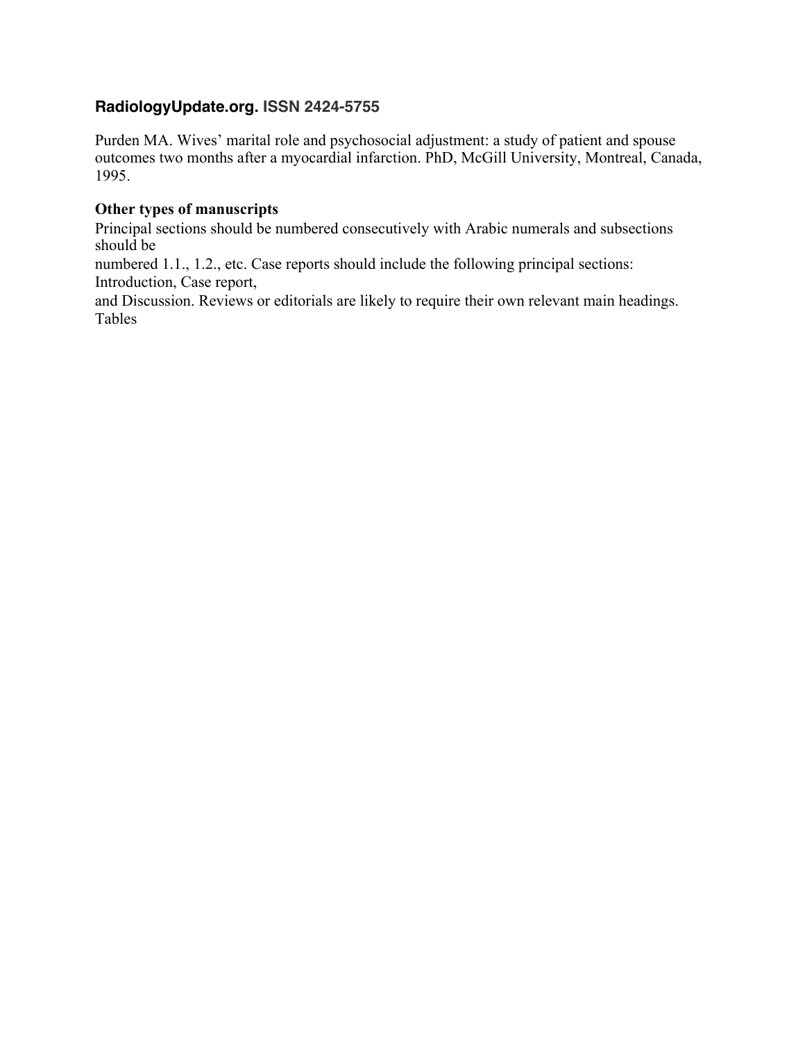Purden MA. Wives' marital role and psychosocial adjustment: a study of patient and spouse outcomes two months after a myocardial infarction. PhD, McGill University, Montreal, Canada, 1995.

**Other types of manuscripts**

Principal sections should be numbered consecutively with Arabic numerals and subsections should be numbered 1.1., 1.2., etc. Case reports should include the following principal sections: Introduction, Case report, and Discussion. Reviews or editorials are likely to require their own relevant main headings.

Tables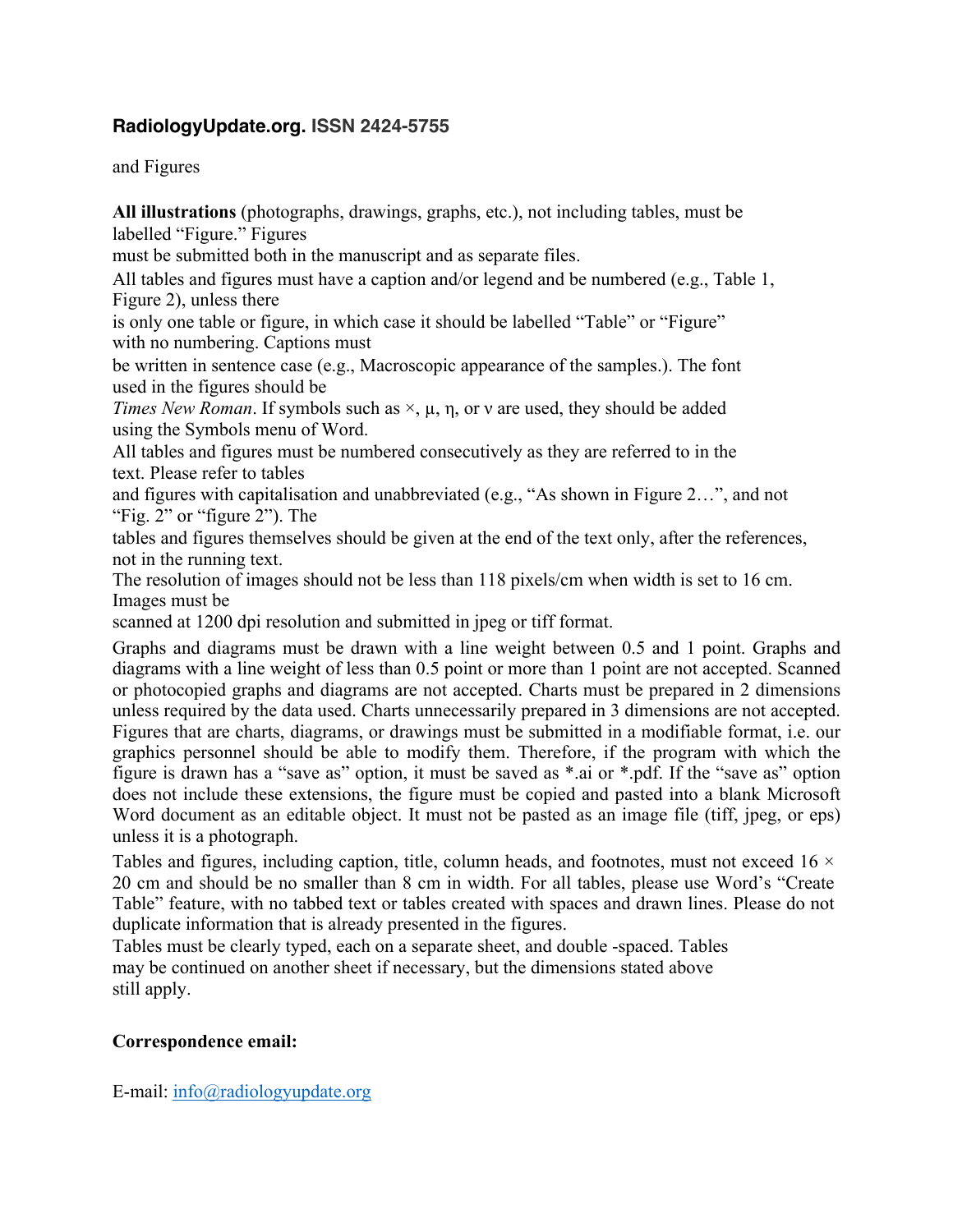and Figures

**All illustrations** (photographs, drawings, graphs, etc.), not including tables, must be labelled “Figure.” Figures must be submitted both in the manuscript and as separate files.

All tables and figures must have a caption and/or legend and be numbered (e.g., Table 1, Figure 2), unless there is only one table or figure, in which case it should be labelled “Table” or “Figure” with no numbering. Captions must be written in sentence case (e.g., Macroscopic appearance of the samples.). The font used in the figures should be *Times New Roman*. If symbols such as ×, μ, η, or ν are used, they should be added using the Symbols menu of Word.

All tables and figures must be numbered consecutively as they are referred to in the text. Please refer to tables and figures with capitalisation and unabbreviated (e.g., “As shown in Figure 2…”, and not “Fig. 2” or “figure 2”). The tables and figures themselves should be given at the end of the text only, after the references, not in the running text.

The resolution of images should not be less than 118 pixels/cm when width is set to 16 cm. Images must be scanned at 1200 dpi resolution and submitted in jpeg or tiff format.

Graphs and diagrams must be drawn with a line weight between 0.5 and 1 point. Graphs and diagrams with a line weight of less than 0.5 point or more than 1 point are not accepted. Scanned or photocopied graphs and diagrams are not accepted. Charts must be prepared in 2 dimensions unless required by the data used. Charts unnecessarily prepared in 3 dimensions are not accepted. Figures that are charts, diagrams, or drawings must be submitted in a modifiable format, i.e. our graphics personnel should be able to modify them. Therefore, if the program with which the figure is drawn has a “save as” option, it must be saved as *.ai or *.pdf. If the “save as” option does not include these extensions, the figure must be copied and pasted into a blank Microsoft Word document as an editable object. It must not be pasted as an image file (tiff, jpeg, or eps) unless it is a photograph.

Tables and figures, including caption, title, column heads, and footnotes, must not exceed 16 × 20 cm and should be no smaller than 8 cm in width. For all tables, please use Word’s “Create Table” feature, with no tabbed text or tables created with spaces and drawn lines. Please do not duplicate information that is already presented in the figures.

Tables must be clearly typed, each on a separate sheet, and double -spaced. Tables may be continued on another sheet if necessary, but the dimensions stated above still apply.

**Correspondence email:**

E-mail: info@radiologyupdate.org